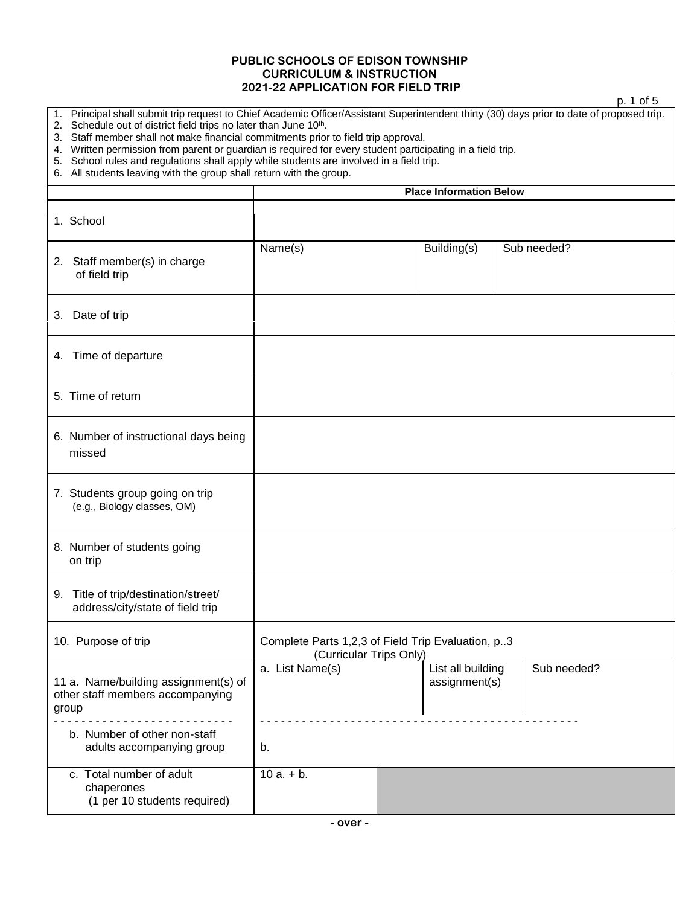# PUBLIC SCHOOLS OF EDISON TOWNSHIP
## CURRICULUM & INSTRUCTION
## 2021-22 APPLICATION FOR FIELD TRIP

1. Principal shall submit trip request to Chief Academic Officer/Assistant Superintendent thirty (30) days prior to date of proposed trip.
2. Schedule out of district field trips no later than June 10th.
3. Staff member shall not make financial commitments prior to field trip approval.
4. Written permission from parent or guardian is required for every student participating in a field trip.
5. School rules and regulations shall apply while students are involved in a field trip.
6. All students leaving with the group shall return with the group.

| | Place Information Below | | |
|---|---|---|---|
| 1. School | | | |
| 2. Staff member(s) in charge of field trip | Name(s) | Building(s) | Sub needed? |
| 3. Date of trip | | | |
| 4. Time of departure | | | |
| 5. Time of return | | | |
| 6. Number of instructional days being missed | | | |
| 7. Students group going on trip (e.g., Biology classes, OM) | | | |
| 8. Number of students going on trip | | | |
| 9. Title of trip/destination/street/ address/city/state of field trip | | | |
| 10. Purpose of trip | Complete Parts 1,2,3 of Field Trip Evaluation, p..3 (Curricular Trips Only) | | |
| 11 a. Name/building assignment(s) of other staff members accompanying group | a. List Name(s) | List all building assignment(s) | Sub needed? |
| b. Number of other non-staff adults accompanying group | b. | | |
| c. Total number of adult chaperones (1 per 10 students required) | 10 a. + b. | | |

- over -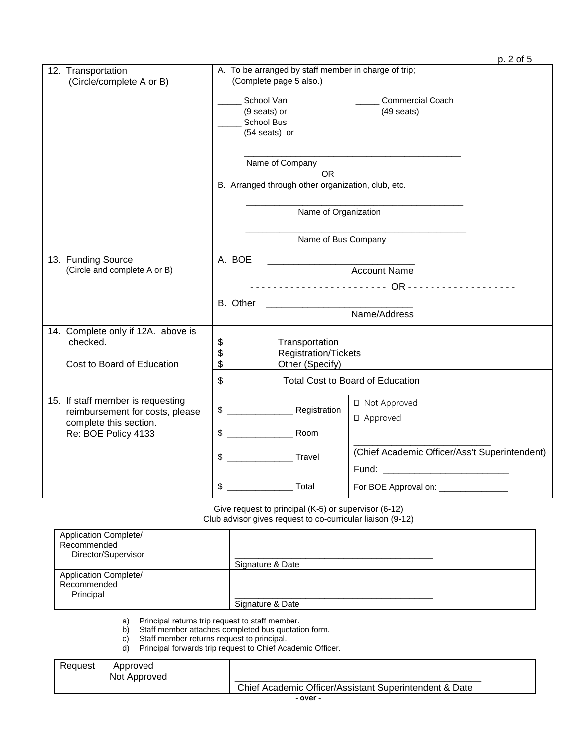| 12. Transportation (Circle/complete A or B) | A. To be arranged by staff member in charge of trip; (Complete page 5 also.)<br><br>_____ School Van (9 seats) or<br>_____ School Bus (54 seats) or<br>_____ Commercial Coach (49 seats)<br><br>_______________________________________________<br>Name of Company<br><br>OR<br><br>B. Arranged through other organization, club, etc.<br><br>_______________________________________________<br>Name of Organization<br><br>_______________________________________________<br>Name of Bus Company | |
|---|---|---|
| 13. Funding Source (Circle and complete A or B) | A. BOE ____________________________<br>Account Name<br><br>- - - - - - - - - - - - - - - - - - - - - - - OR - - - - - - - - - - - - - - - - - -<br><br>B. Other ____________________________<br>Name/Address | |
| 14. Complete only if 12A. above is checked.<br><br>Cost to Board of Education | $ Transportation<br>$ Registration/Tickets<br>$ Other (Specify) | |
| | $ Total Cost to Board of Education | |
| 15. If staff member is requesting reimbursement for costs, please complete this section.<br>Re: BOE Policy 4133 | $ ______________ Registration<br><br>$ ______________ Room<br><br>$ ______________ Travel<br><br>$ ______________ Total | ☐ Not Approved<br>☐ Approved<br><br>___________________________<br>(Chief Academic Officer/Ass't Superintendent)<br><br>Fund: _________________________<br><br>For BOE Approval on: ______________ |

Give request to principal (K-5) or supervisor (6-12)
Club advisor gives request to co-curricular liaison (9-12)

| Application Complete/ Recommended Director/Supervisor | __________________________________________<br>Signature & Date |
|---|---|
| Application Complete/ Recommended Principal | __________________________________________<br>Signature & Date |

a) Principal returns trip request to staff member.
b) Staff member attaches completed bus quotation form.
c) Staff member returns request to principal.
d) Principal forwards trip request to Chief Academic Officer.

| Request Approved<br>Not Approved | __________________________________________________<br>Chief Academic Officer/Assistant Superintendent & Date |
|---|---|

- over -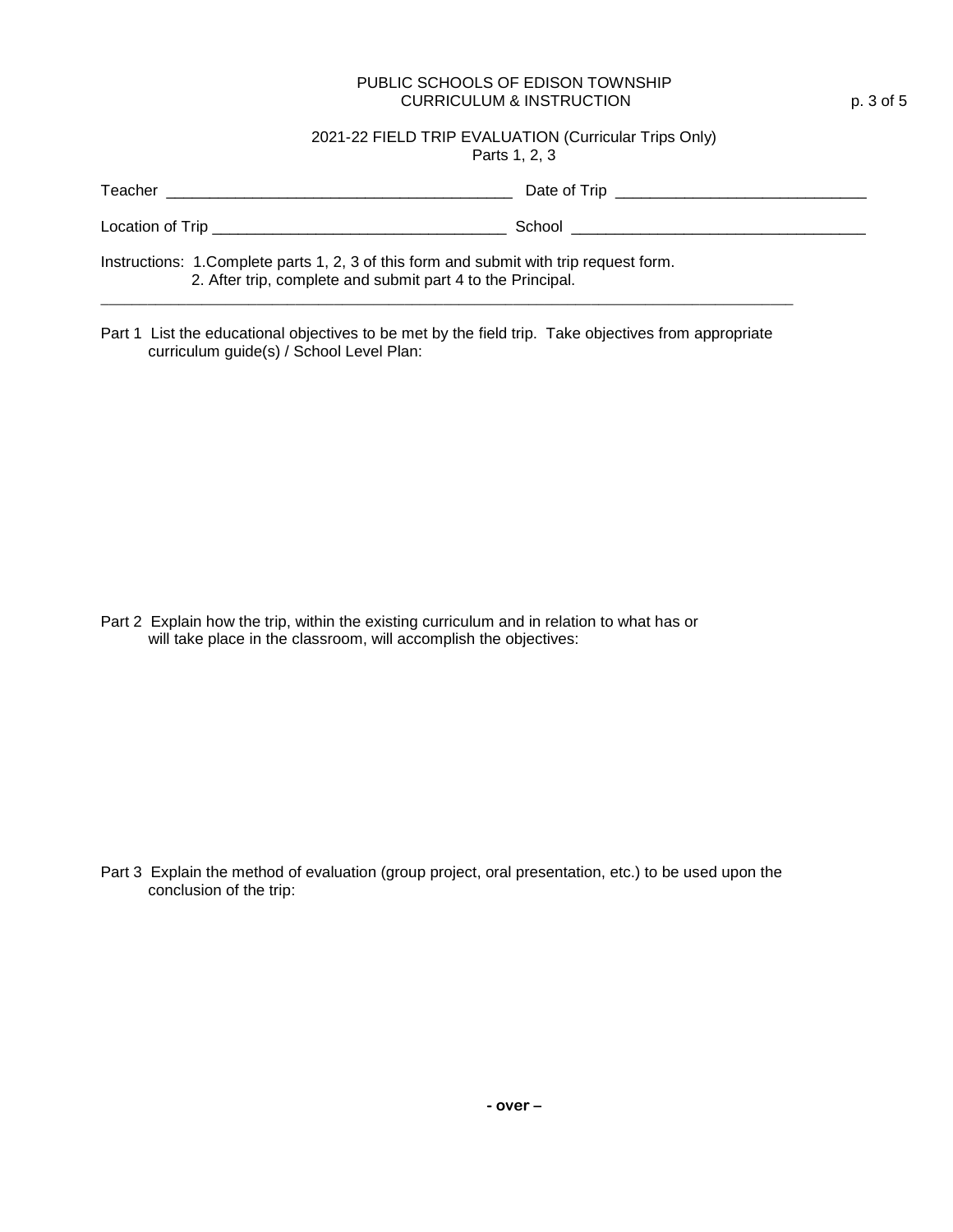PUBLIC SCHOOLS OF EDISON TOWNSHIP
CURRICULUM & INSTRUCTION

## 2021-22 FIELD TRIP EVALUATION (Curricular Trips Only)
Parts 1, 2, 3

Teacher ________________________________________ Date of Trip ____________________________

Location of Trip __________________________________ School __________________________________

Instructions: 1.Complete parts 1, 2, 3 of this form and submit with trip request form.
2. After trip, complete and submit part 4 to the Principal.

---

Part 1 List the educational objectives to be met by the field trip. Take objectives from appropriate curriculum guide(s) / School Level Plan:

Part 2 Explain how the trip, within the existing curriculum and in relation to what has or will take place in the classroom, will accomplish the objectives:

Part 3 Explain the method of evaluation (group project, oral presentation, etc.) to be used upon the conclusion of the trip:

**- over –**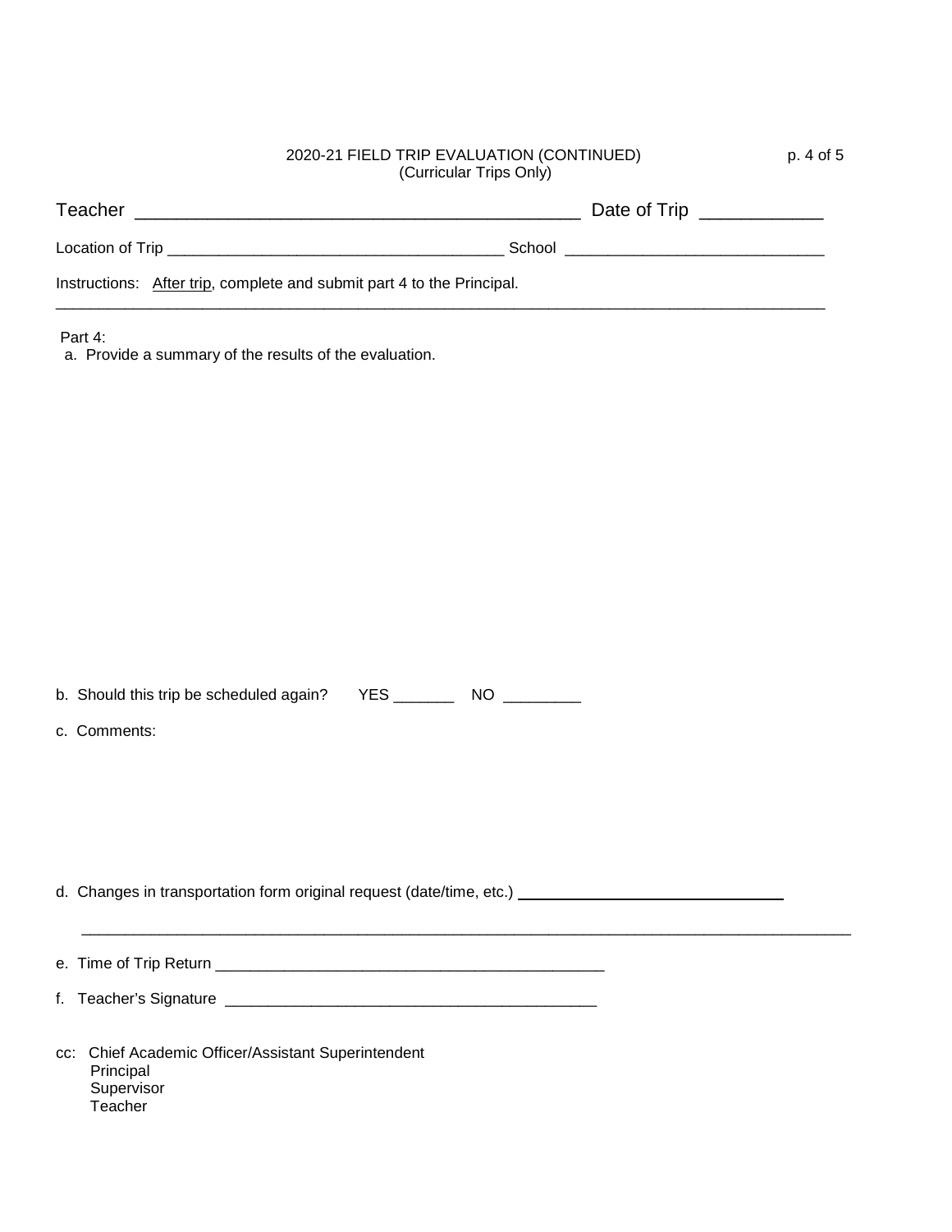2020-21 FIELD TRIP EVALUATION (CONTINUED)
(Curricular Trips Only)

Teacher _____________________________________________ Date of Trip ____________

Location of Trip _______________________________________ School ______________________________

Instructions: After trip, complete and submit part 4 to the Principal.

---

Part 4:

a. Provide a summary of the results of the evaluation.

b. Should this trip be scheduled again? YES _______ NO _________

c. Comments:

d. Changes in transportation form original request (date/time, etc.) ________________________________

______________________________________________________________________________________________

e. Time of Trip Return ______________________________________________

f. Teacher's Signature ____________________________________________

cc: Chief Academic Officer/Assistant Superintendent
Principal
Supervisor
Teacher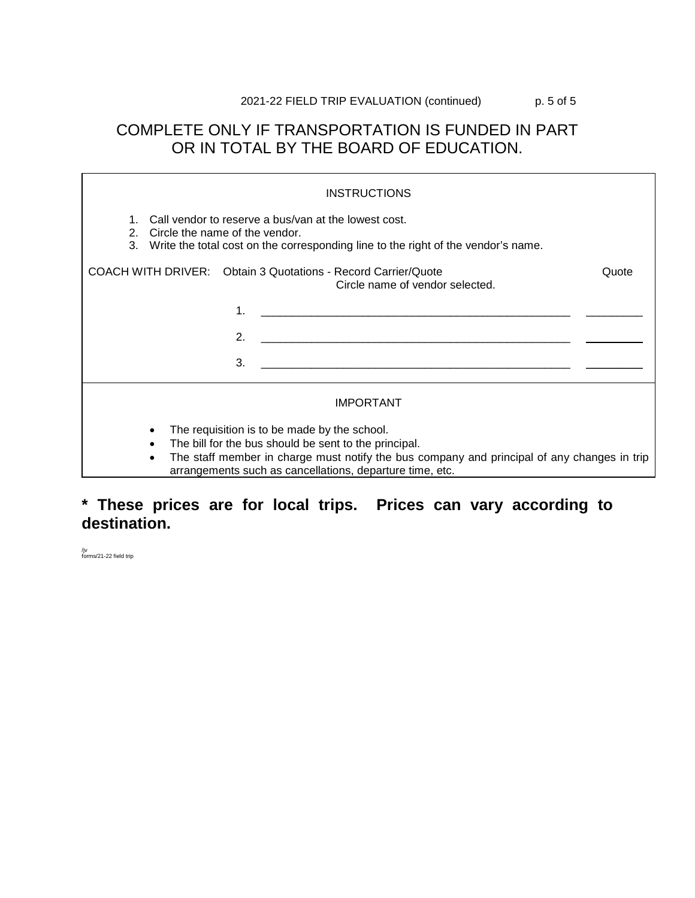## COMPLETE ONLY IF TRANSPORTATION IS FUNDED IN PART OR IN TOTAL BY THE BOARD OF EDUCATION.

INSTRUCTIONS

1. Call vendor to reserve a bus/van at the lowest cost.
2. Circle the name of the vendor.
3. Write the total cost on the corresponding line to the right of the vendor's name.

| | | | |
|---|---|---|---|
| COACH WITH DRIVER: | Obtain 3 Quotations - Record Carrier/Quote<br>Circle name of vendor selected. | | Quote |
| | 1. | ______________________________ | _________ |
| | 2. | ______________________________ | _________ |
| | 3. | ______________________________ | _________ |

IMPORTANT

- The requisition is to be made by the school.
- The bill for the bus should be sent to the principal.
- The staff member in charge must notify the bus company and principal of any changes in trip arrangements such as cancellations, departure time, etc.

**\* These prices are for local trips. Prices can vary according to destination.**

/jv
forms/21-22 field trip